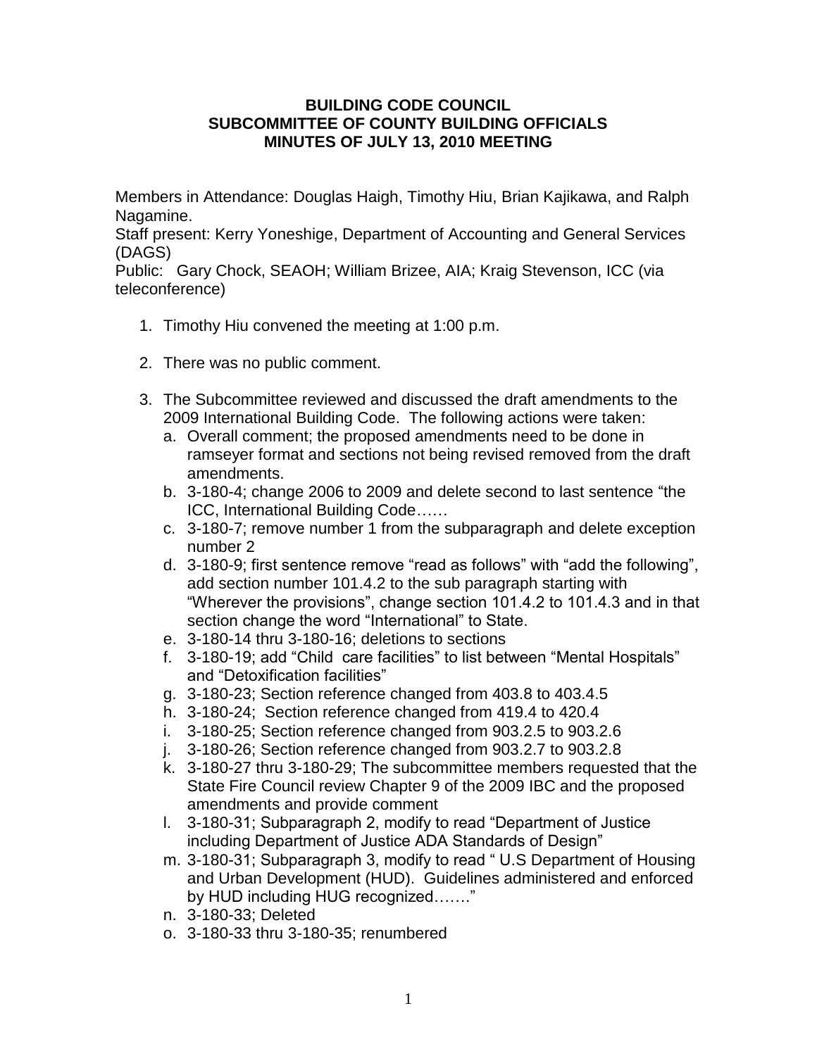**BUILDING CODE COUNCIL**
**SUBCOMMITTEE OF COUNTY BUILDING OFFICIALS**
**MINUTES OF JULY 13, 2010 MEETING**

Members in Attendance: Douglas Haigh, Timothy Hiu, Brian Kajikawa, and Ralph Nagamine.
Staff present: Kerry Yoneshige, Department of Accounting and General Services (DAGS)
Public: Gary Chock, SEAOH; William Brizee, AIA; Kraig Stevenson, ICC (via teleconference)

1. Timothy Hiu convened the meeting at 1:00 p.m.

2. There was no public comment.

3. The Subcommittee reviewed and discussed the draft amendments to the 2009 International Building Code. The following actions were taken:
   a. Overall comment; the proposed amendments need to be done in ramseyer format and sections not being revised removed from the draft amendments.
   b. 3-180-4; change 2006 to 2009 and delete second to last sentence "the ICC, International Building Code……
   c. 3-180-7; remove number 1 from the subparagraph and delete exception number 2
   d. 3-180-9; first sentence remove "read as follows" with "add the following", add section number 101.4.2 to the sub paragraph starting with "Wherever the provisions", change section 101.4.2 to 101.4.3 and in that section change the word "International" to State.
   e. 3-180-14 thru 3-180-16; deletions to sections
   f. 3-180-19; add "Child care facilities" to list between "Mental Hospitals" and "Detoxification facilities"
   g. 3-180-23; Section reference changed from 403.8 to 403.4.5
   h. 3-180-24; Section reference changed from 419.4 to 420.4
   i. 3-180-25; Section reference changed from 903.2.5 to 903.2.6
   j. 3-180-26; Section reference changed from 903.2.7 to 903.2.8
   k. 3-180-27 thru 3-180-29; The subcommittee members requested that the State Fire Council review Chapter 9 of the 2009 IBC and the proposed amendments and provide comment
   l. 3-180-31; Subparagraph 2, modify to read "Department of Justice including Department of Justice ADA Standards of Design"
   m. 3-180-31; Subparagraph 3, modify to read " U.S Department of Housing and Urban Development (HUD). Guidelines administered and enforced by HUD including HUG recognized……."
   n. 3-180-33; Deleted
   o. 3-180-33 thru 3-180-35; renumbered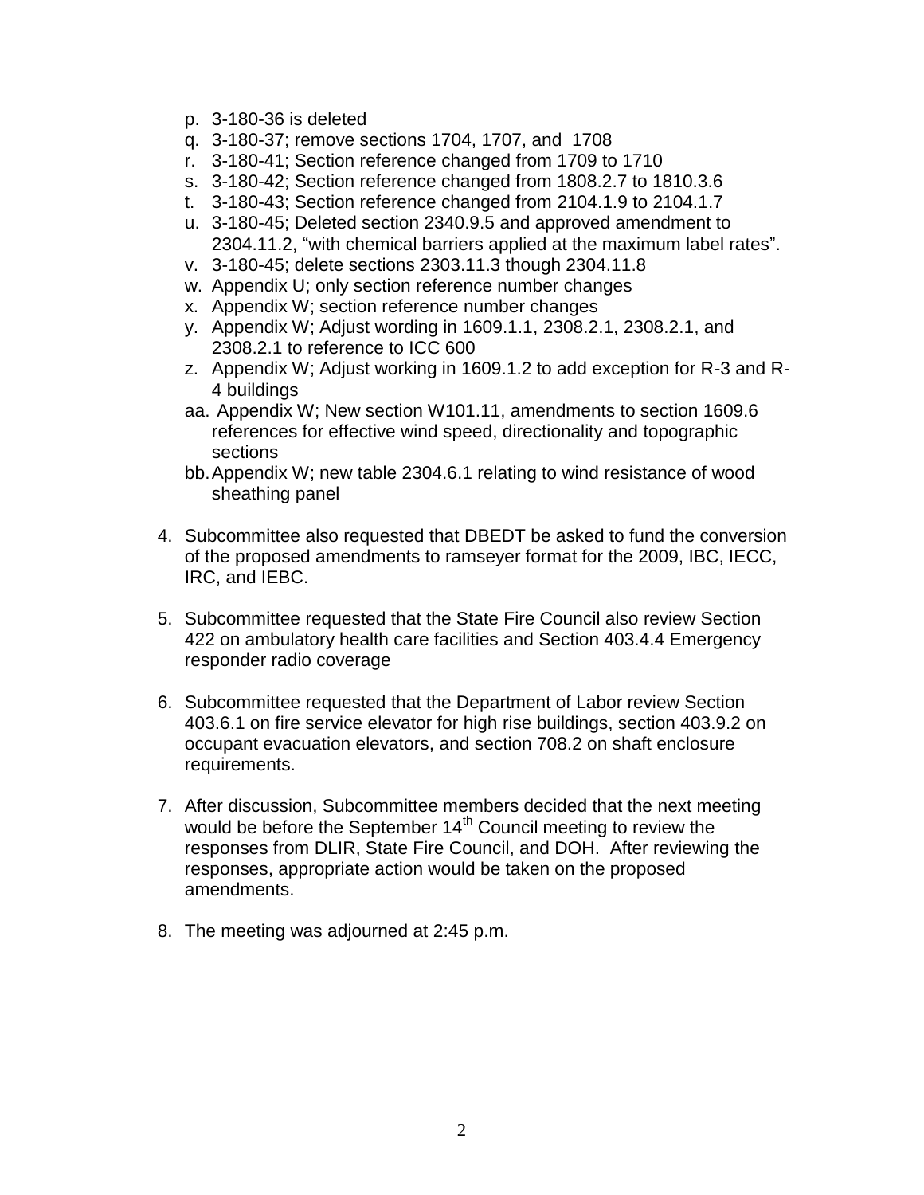p. 3-180-36 is deleted
q. 3-180-37; remove sections 1704, 1707, and 1708
r. 3-180-41; Section reference changed from 1709 to 1710
s. 3-180-42; Section reference changed from 1808.2.7 to 1810.3.6
t. 3-180-43; Section reference changed from 2104.1.9 to 2104.1.7
u. 3-180-45; Deleted section 2340.9.5 and approved amendment to 2304.11.2, "with chemical barriers applied at the maximum label rates".
v. 3-180-45; delete sections 2303.11.3 though 2304.11.8
w. Appendix U; only section reference number changes
x. Appendix W; section reference number changes
y. Appendix W; Adjust wording in 1609.1.1, 2308.2.1, 2308.2.1, and 2308.2.1 to reference to ICC 600
z. Appendix W; Adjust working in 1609.1.2 to add exception for R-3 and R-4 buildings
aa. Appendix W; New section W101.11, amendments to section 1609.6 references for effective wind speed, directionality and topographic sections
bb. Appendix W; new table 2304.6.1 relating to wind resistance of wood sheathing panel

4. Subcommittee also requested that DBEDT be asked to fund the conversion of the proposed amendments to ramseyer format for the 2009, IBC, IECC, IRC, and IEBC.

5. Subcommittee requested that the State Fire Council also review Section 422 on ambulatory health care facilities and Section 403.4.4 Emergency responder radio coverage

6. Subcommittee requested that the Department of Labor review Section 403.6.1 on fire service elevator for high rise buildings, section 403.9.2 on occupant evacuation elevators, and section 708.2 on shaft enclosure requirements.

7. After discussion, Subcommittee members decided that the next meeting would be before the September 14th Council meeting to review the responses from DLIR, State Fire Council, and DOH. After reviewing the responses, appropriate action would be taken on the proposed amendments.

8. The meeting was adjourned at 2:45 p.m.